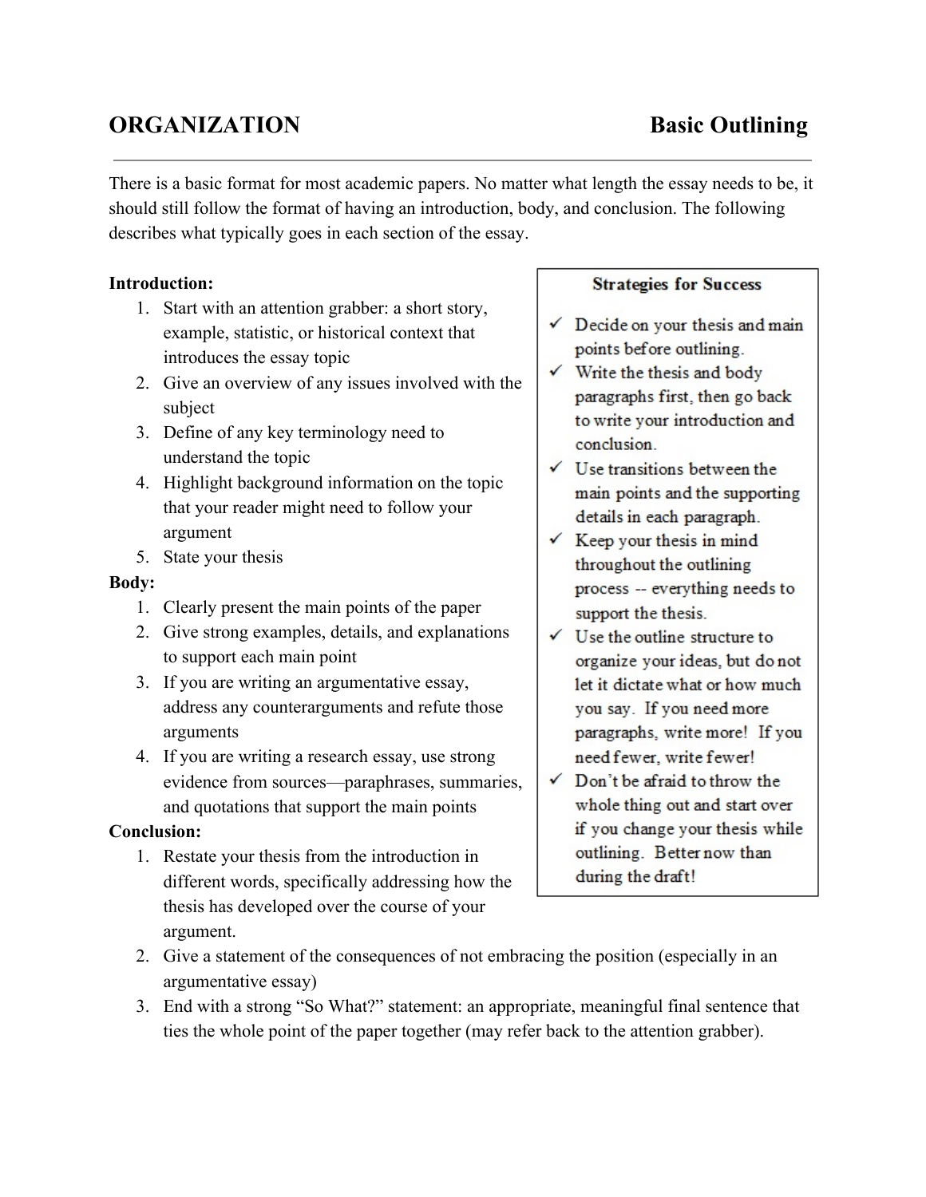# ORGANIZATION — Basic Outlining

There is a basic format for most academic papers. No matter what length the essay needs to be, it should still follow the format of having an introduction, body, and conclusion. The following describes what typically goes in each section of the essay.

**Introduction:**

1. Start with an attention grabber: a short story, example, statistic, or historical context that introduces the essay topic
2. Give an overview of any issues involved with the subject
3. Define of any key terminology need to understand the topic
4. Highlight background information on the topic that your reader might need to follow your argument
5. State your thesis

**Body:**

1. Clearly present the main points of the paper
2. Give strong examples, details, and explanations to support each main point
3. If you are writing an argumentative essay, address any counterarguments and refute those arguments
4. If you are writing a research essay, use strong evidence from sources—paraphrases, summaries, and quotations that support the main points

**Conclusion:**

1. Restate your thesis from the introduction in different words, specifically addressing how the thesis has developed over the course of your argument.
2. Give a statement of the consequences of not embracing the position (especially in an argumentative essay)
3. End with a strong "So What?" statement: an appropriate, meaningful final sentence that ties the whole point of the paper together (may refer back to the attention grabber).

**Strategies for Success**

- ✓ Decide on your thesis and main points before outlining.
- ✓ Write the thesis and body paragraphs first, then go back to write your introduction and conclusion.
- ✓ Use transitions between the main points and the supporting details in each paragraph.
- ✓ Keep your thesis in mind throughout the outlining process -- everything needs to support the thesis.
- ✓ Use the outline structure to organize your ideas, but do not let it dictate what or how much you say. If you need more paragraphs, write more! If you need fewer, write fewer!
- ✓ Don't be afraid to throw the whole thing out and start over if you change your thesis while outlining. Better now than during the draft!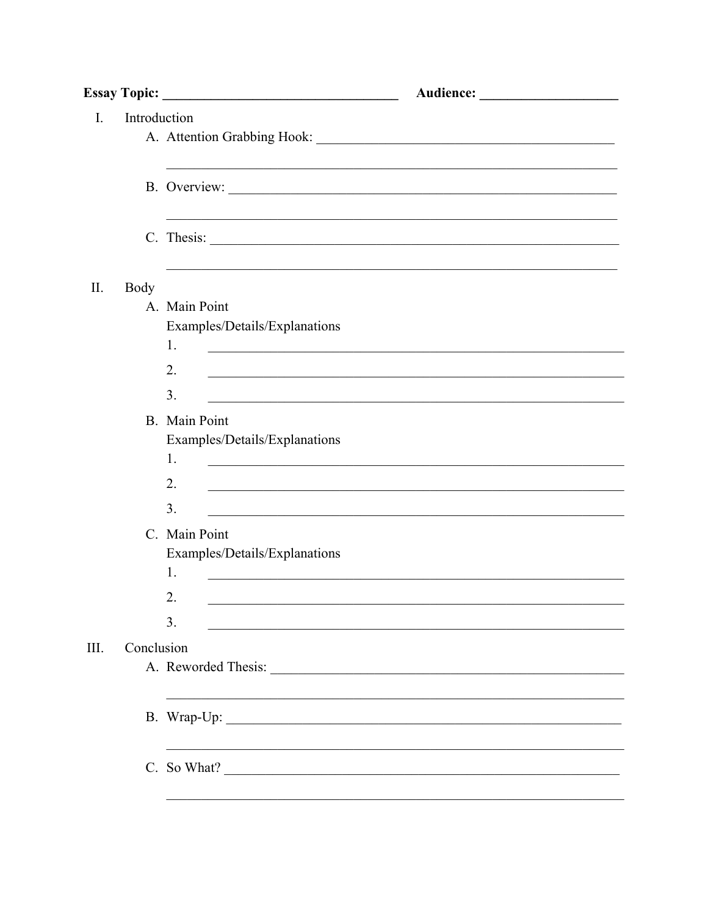**Essay Topic:** ________________________________ **Audience:** ____________________

I. Introduction

A. Attention Grabbing Hook: ____________________________________________

____________________________________________________________________

B. Overview: ________________________________________________________

____________________________________________________________________

C. Thesis: __________________________________________________________

____________________________________________________________________

II. Body

A. Main Point

Examples/Details/Explanations

1. ____________________________________________________________

2. ____________________________________________________________

3. ____________________________________________________________

B. Main Point

Examples/Details/Explanations

1. ____________________________________________________________

2. ____________________________________________________________

3. ____________________________________________________________

C. Main Point

Examples/Details/Explanations

1. ____________________________________________________________

2. ____________________________________________________________

3. ____________________________________________________________

III. Conclusion

A. Reworded Thesis: ____________________________________________________

____________________________________________________________________

B. Wrap-Up: ________________________________________________________

____________________________________________________________________

C. So What? ________________________________________________________

____________________________________________________________________